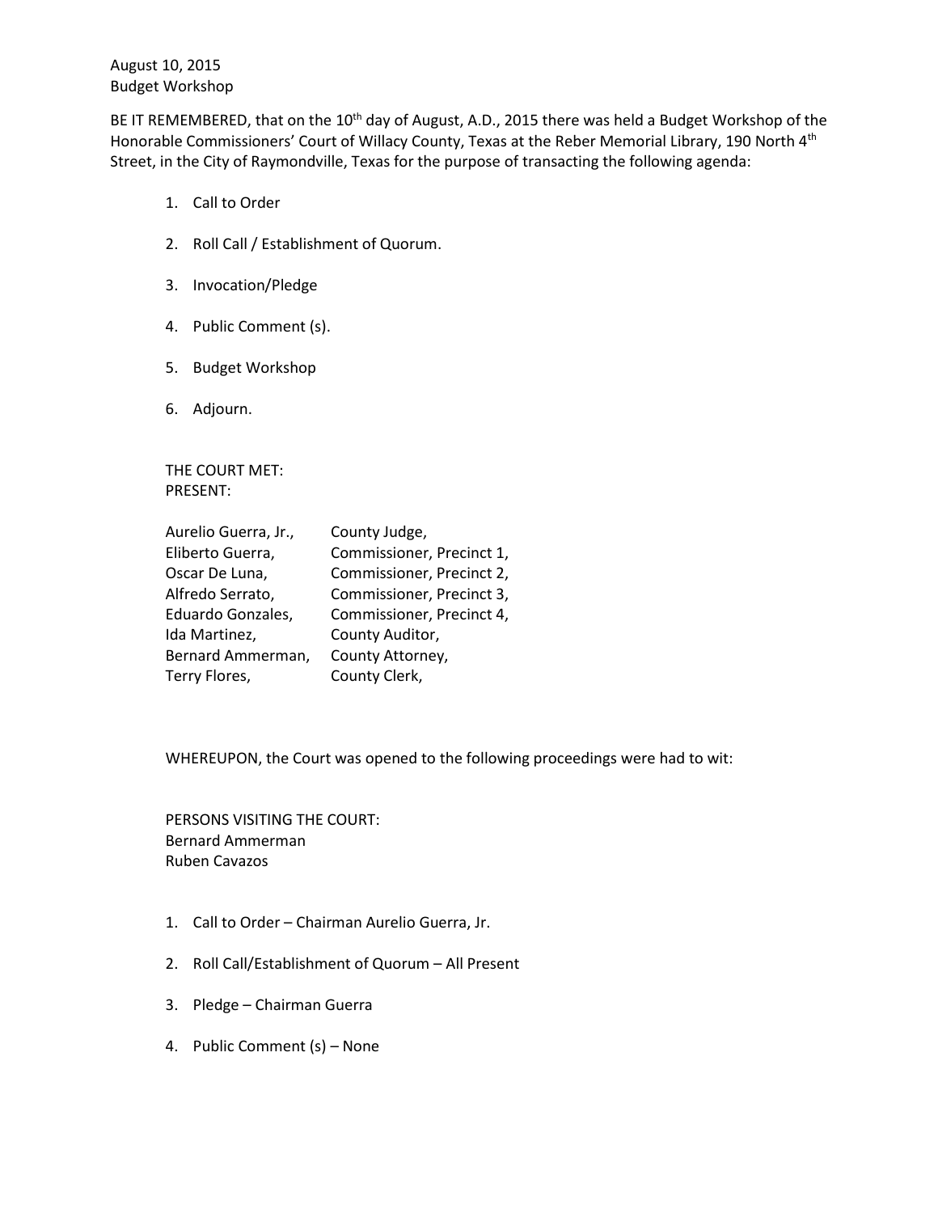August 10, 2015
Budget Workshop

BE IT REMEMBERED, that on the 10th day of August, A.D., 2015 there was held a Budget Workshop of the Honorable Commissioners' Court of Willacy County, Texas at the Reber Memorial Library, 190 North 4th Street, in the City of Raymondville, Texas for the purpose of transacting the following agenda:

1. Call to Order
2. Roll Call / Establishment of Quorum.
3. Invocation/Pledge
4. Public Comment (s).
5. Budget Workshop
6. Adjourn.

THE COURT MET:
PRESENT:

| | |
|---|---|
| Aurelio Guerra, Jr., | County Judge, |
| Eliberto Guerra, | Commissioner, Precinct 1, |
| Oscar De Luna, | Commissioner, Precinct 2, |
| Alfredo Serrato, | Commissioner, Precinct 3, |
| Eduardo Gonzales, | Commissioner, Precinct 4, |
| Ida Martinez, | County Auditor, |
| Bernard Ammerman, | County Attorney, |
| Terry Flores, | County Clerk, |

WHEREUPON, the Court was opened to the following proceedings were had to wit:

PERSONS VISITING THE COURT:
Bernard Ammerman
Ruben Cavazos

1. Call to Order – Chairman Aurelio Guerra, Jr.
2. Roll Call/Establishment of Quorum – All Present
3. Pledge – Chairman Guerra
4. Public Comment (s) – None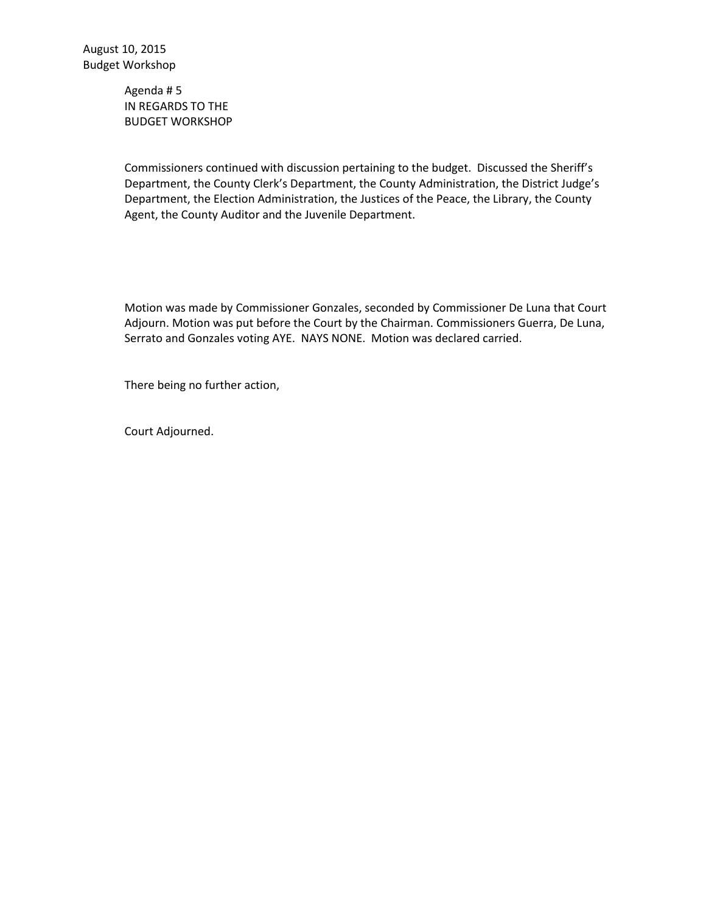August 10, 2015
Budget Workshop

Agenda # 5
IN REGARDS TO THE
BUDGET WORKSHOP

Commissioners continued with discussion pertaining to the budget. Discussed the Sheriff's Department, the County Clerk's Department, the County Administration, the District Judge's Department, the Election Administration, the Justices of the Peace, the Library, the County Agent, the County Auditor and the Juvenile Department.

Motion was made by Commissioner Gonzales, seconded by Commissioner De Luna that Court Adjourn. Motion was put before the Court by the Chairman. Commissioners Guerra, De Luna, Serrato and Gonzales voting AYE. NAYS NONE. Motion was declared carried.

There being no further action,

Court Adjourned.